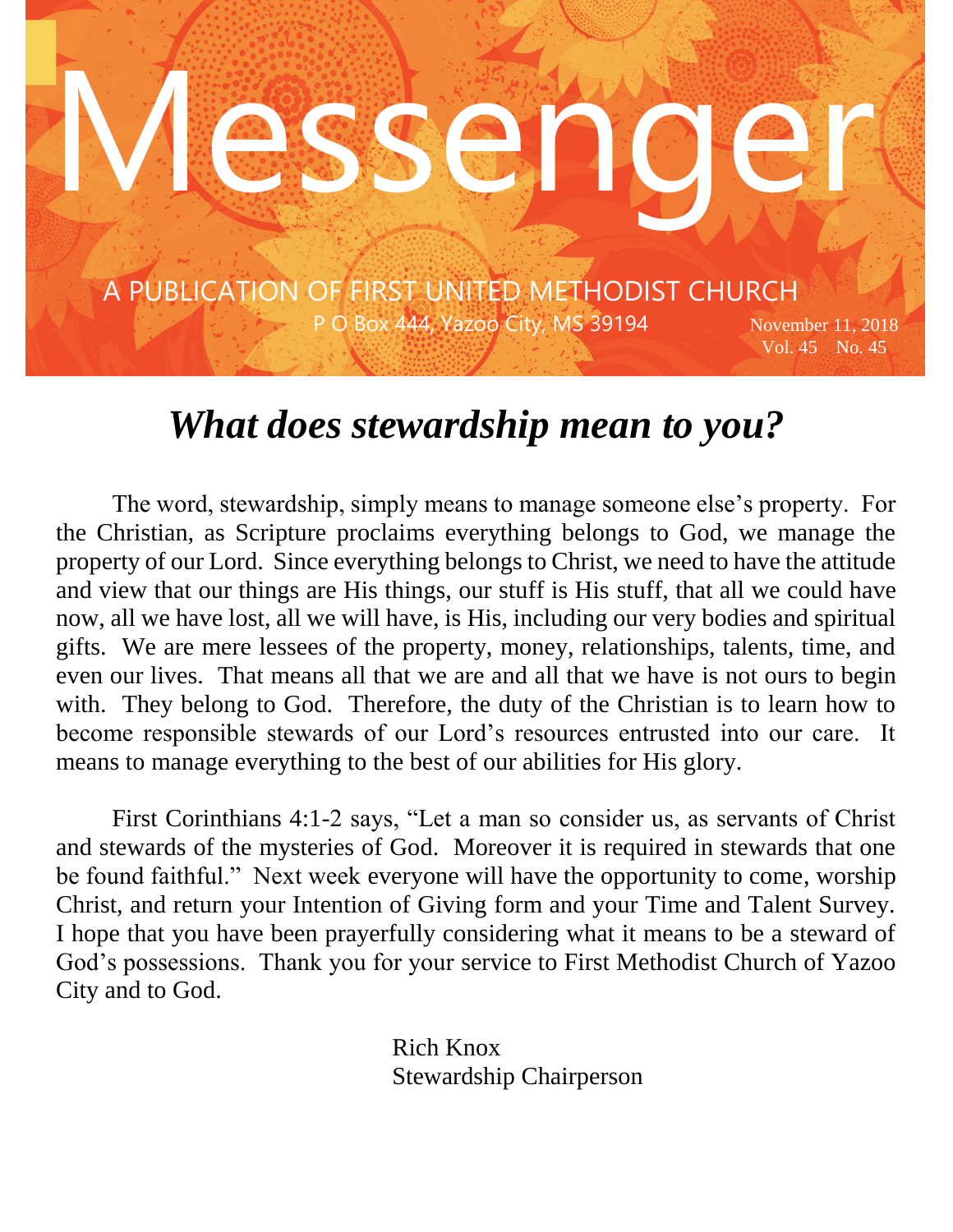# Messenger

A PUBLICATION OF FIRST UNITED METHODIST CHURCH

P O Box 444, Yazoo City, MS 39194

November 11, 2018
Vol. 45 No. 45

## *What does stewardship mean to you?*

The word, stewardship, simply means to manage someone else's property. For the Christian, as Scripture proclaims everything belongs to God, we manage the property of our Lord. Since everything belongs to Christ, we need to have the attitude and view that our things are His things, our stuff is His stuff, that all we could have now, all we have lost, all we will have, is His, including our very bodies and spiritual gifts. We are mere lessees of the property, money, relationships, talents, time, and even our lives. That means all that we are and all that we have is not ours to begin with. They belong to God. Therefore, the duty of the Christian is to learn how to become responsible stewards of our Lord's resources entrusted into our care. It means to manage everything to the best of our abilities for His glory.

First Corinthians 4:1-2 says, "Let a man so consider us, as servants of Christ and stewards of the mysteries of God. Moreover it is required in stewards that one be found faithful." Next week everyone will have the opportunity to come, worship Christ, and return your Intention of Giving form and your Time and Talent Survey. I hope that you have been prayerfully considering what it means to be a steward of God's possessions. Thank you for your service to First Methodist Church of Yazoo City and to God.

Rich Knox
Stewardship Chairperson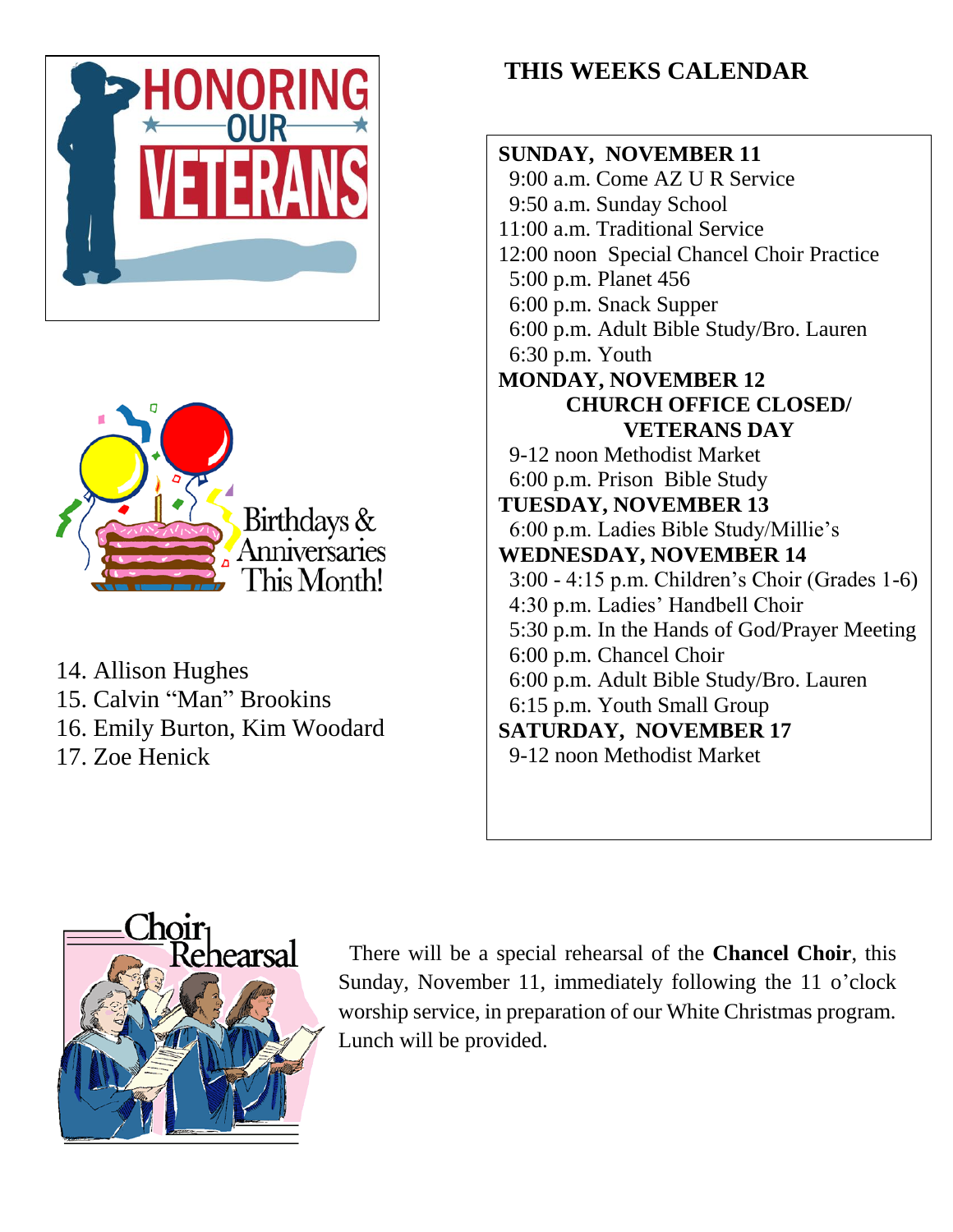# HONORING OUR VETERANS

# Birthdays & Anniversaries This Month!

14. Allison Hughes
15. Calvin “Man” Brookins
16. Emily Burton, Kim Woodard
17. Zoe Henick

## THIS WEEKS CALENDAR

**SUNDAY, NOVEMBER 11**
9:00 a.m. Come AZ U R Service
9:50 a.m. Sunday School
11:00 a.m. Traditional Service
12:00 noon Special Chancel Choir Practice
5:00 p.m. Planet 456
6:00 p.m. Snack Supper
6:00 p.m. Adult Bible Study/Bro. Lauren
6:30 p.m. Youth

**MONDAY, NOVEMBER 12**
**CHURCH OFFICE CLOSED/ VETERANS DAY**
9-12 noon Methodist Market
6:00 p.m. Prison Bible Study

**TUESDAY, NOVEMBER 13**
6:00 p.m. Ladies Bible Study/Millie’s

**WEDNESDAY, NOVEMBER 14**
3:00 - 4:15 p.m. Children’s Choir (Grades 1-6)
4:30 p.m. Ladies’ Handbell Choir
5:30 p.m. In the Hands of God/Prayer Meeting
6:00 p.m. Chancel Choir
6:00 p.m. Adult Bible Study/Bro. Lauren
6:15 p.m. Youth Small Group

**SATURDAY, NOVEMBER 17**
9-12 noon Methodist Market

# Choir Rehearsal

There will be a special rehearsal of the **Chancel Choir**, this Sunday, November 11, immediately following the 11 o’clock worship service, in preparation of our White Christmas program. Lunch will be provided.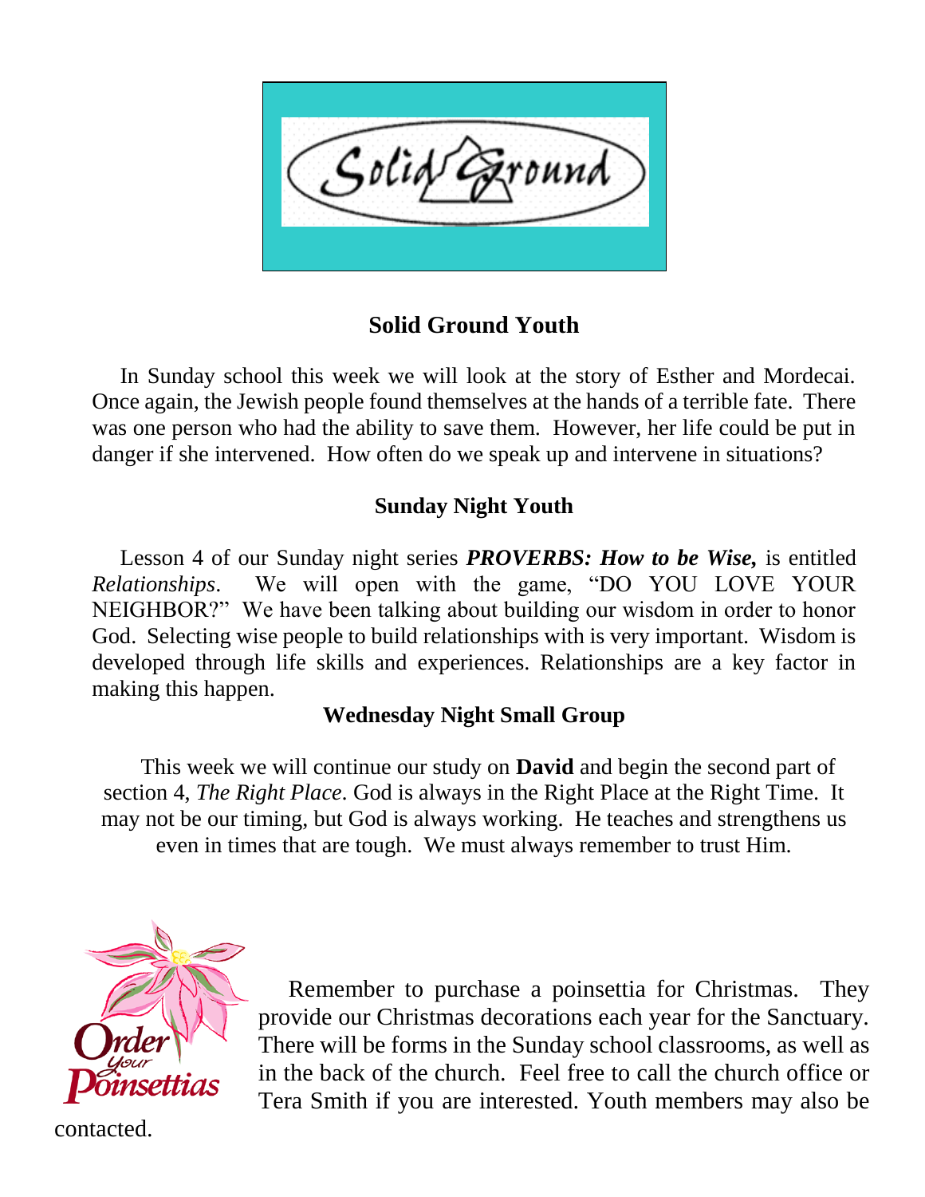Solid Ground

## Solid Ground Youth

In Sunday school this week we will look at the story of Esther and Mordecai. Once again, the Jewish people found themselves at the hands of a terrible fate. There was one person who had the ability to save them. However, her life could be put in danger if she intervened. How often do we speak up and intervene in situations?

## Sunday Night Youth

Lesson 4 of our Sunday night series ***PROVERBS: How to be Wise,*** is entitled *Relationships*. We will open with the game, "DO YOU LOVE YOUR NEIGHBOR?" We have been talking about building our wisdom in order to honor God. Selecting wise people to build relationships with is very important. Wisdom is developed through life skills and experiences. Relationships are a key factor in making this happen.

## Wednesday Night Small Group

This week we will continue our study on **David** and begin the second part of section 4, *The Right Place*. God is always in the Right Place at the Right Time. It may not be our timing, but God is always working. He teaches and strengthens us even in times that are tough. We must always remember to trust Him.

Order your Poinsettias

Remember to purchase a poinsettia for Christmas. They provide our Christmas decorations each year for the Sanctuary. There will be forms in the Sunday school classrooms, as well as in the back of the church. Feel free to call the church office or Tera Smith if you are interested. Youth members may also be contacted.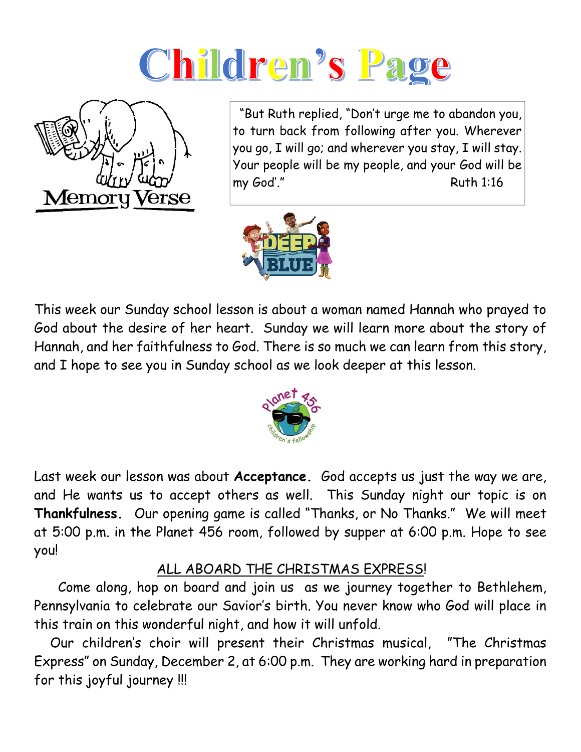# Children's Page

Memory Verse

"But Ruth replied, "Don't urge me to abandon you, to turn back from following after you. Wherever you go, I will go; and wherever you stay, I will stay. Your people will be my people, and your God will be my God'." Ruth 1:16

DEEP BLUE

This week our Sunday school lesson is about a woman named Hannah who prayed to God about the desire of her heart. Sunday we will learn more about the story of Hannah, and her faithfulness to God. There is so much we can learn from this story, and I hope to see you in Sunday school as we look deeper at this lesson.

Planet 456 children's fellowship

Last week our lesson was about **Acceptance.** God accepts us just the way we are, and He wants us to accept others as well. This Sunday night our topic is on **Thankfulness.** Our opening game is called "Thanks, or No Thanks." We will meet at 5:00 p.m. in the Planet 456 room, followed by supper at 6:00 p.m. Hope to see you!

<u>ALL ABOARD THE CHRISTMAS EXPRESS</u>!

Come along, hop on board and join us as we journey together to Bethlehem, Pennsylvania to celebrate our Savior's birth. You never know who God will place in this train on this wonderful night, and how it will unfold.

Our children's choir will present their Christmas musical, "The Christmas Express" on Sunday, December 2, at 6:00 p.m. They are working hard in preparation for this joyful journey !!!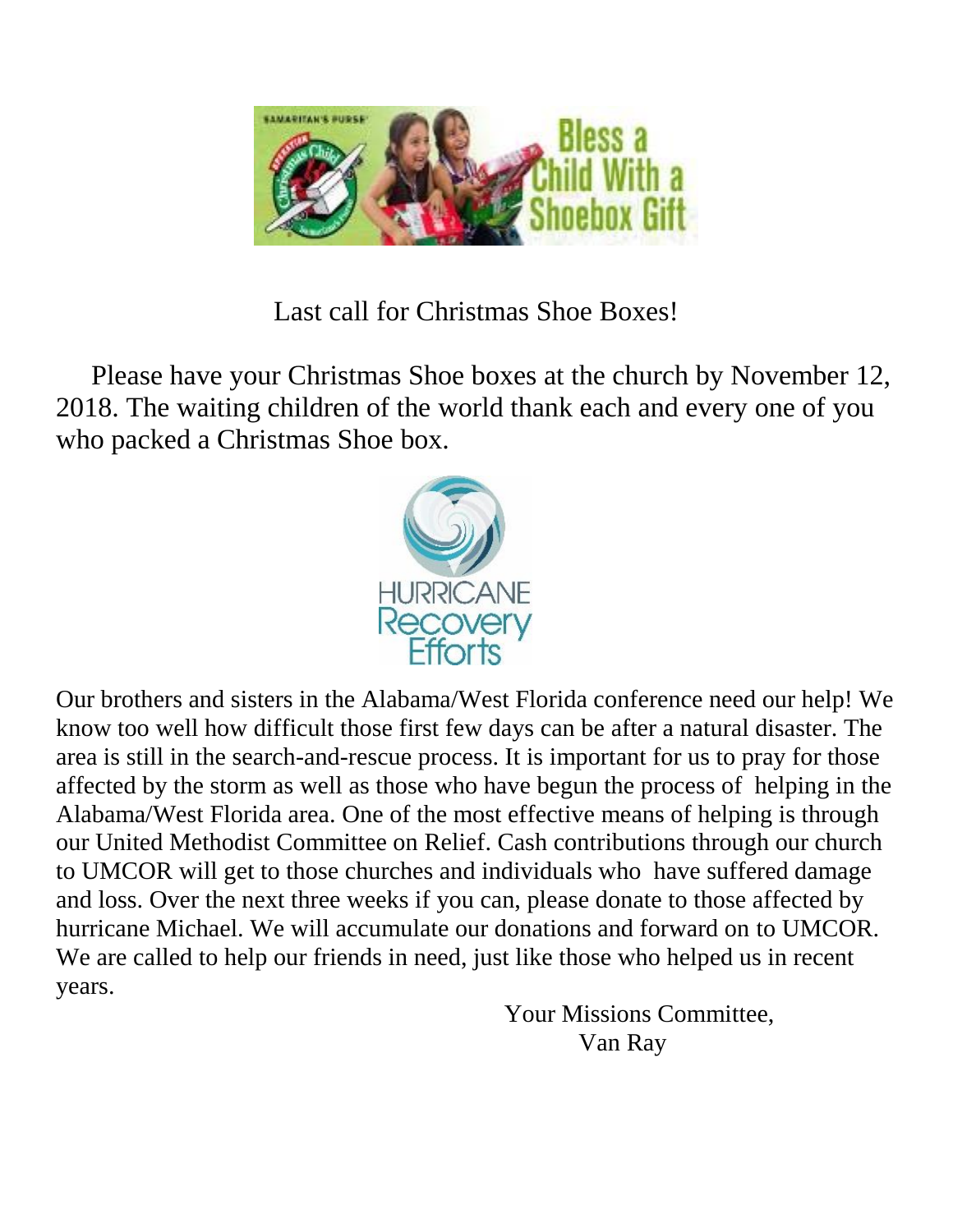Last call for Christmas Shoe Boxes!

Please have your Christmas Shoe boxes at the church by November 12, 2018. The waiting children of the world thank each and every one of you who packed a Christmas Shoe box.

Our brothers and sisters in the Alabama/West Florida conference need our help! We know too well how difficult those first few days can be after a natural disaster. The area is still in the search-and-rescue process. It is important for us to pray for those affected by the storm as well as those who have begun the process of helping in the Alabama/West Florida area. One of the most effective means of helping is through our United Methodist Committee on Relief. Cash contributions through our church to UMCOR will get to those churches and individuals who have suffered damage and loss. Over the next three weeks if you can, please donate to those affected by hurricane Michael. We will accumulate our donations and forward on to UMCOR. We are called to help our friends in need, just like those who helped us in recent years.

Your Missions Committee,
Van Ray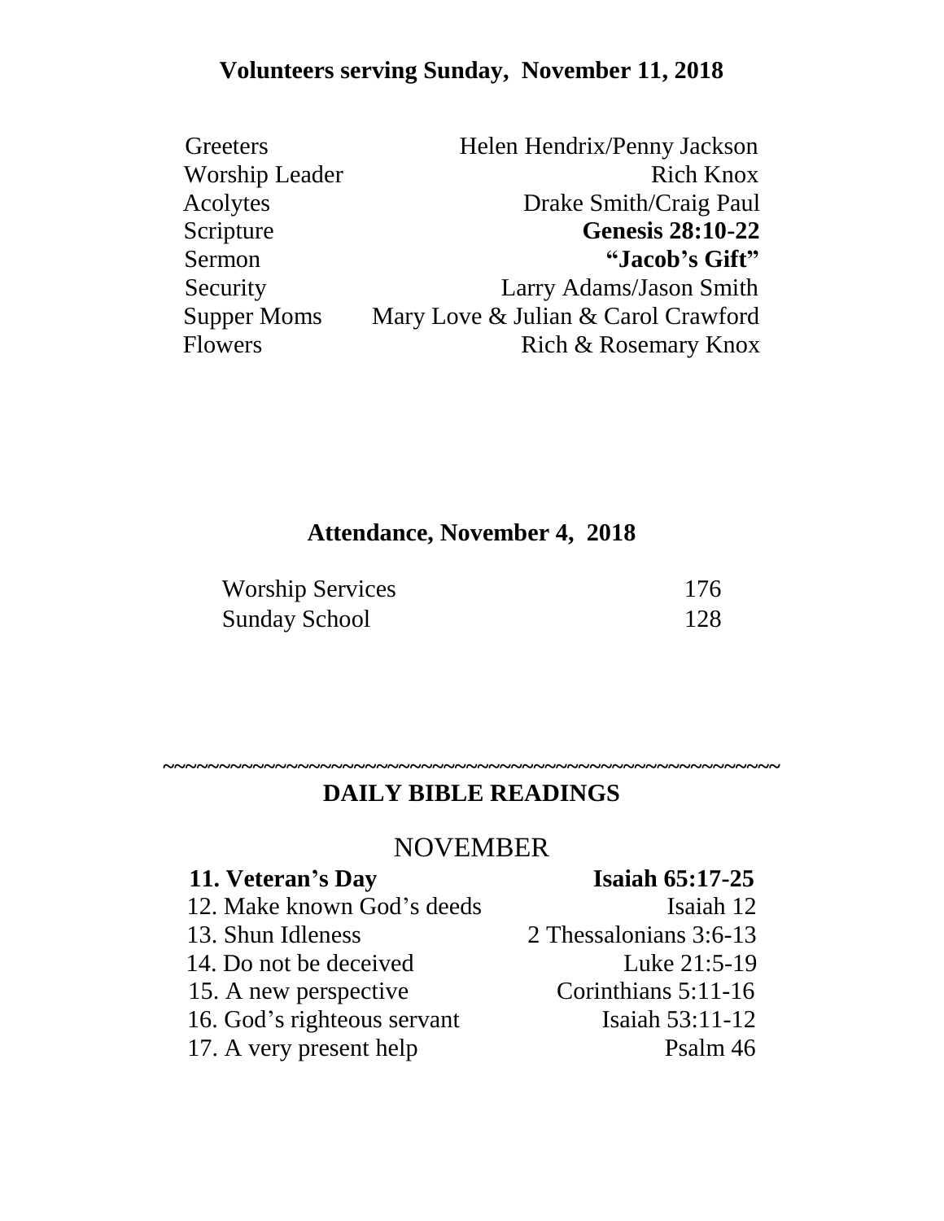## Volunteers serving Sunday, November 11, 2018

| | |
|---|---|
| Greeters | Helen Hendrix/Penny Jackson |
| Worship Leader | Rich Knox |
| Acolytes | Drake Smith/Craig Paul |
| Scripture | **Genesis 28:10-22** |
| Sermon | **"Jacob's Gift"** |
| Security | Larry Adams/Jason Smith |
| Supper Moms | Mary Love & Julian & Carol Crawford |
| Flowers | Rich & Rosemary Knox |

## Attendance, November 4, 2018

| | |
|---|---|
| Worship Services | 176 |
| Sunday School | 128 |

~~~~~~~~~~~~~~~~~~~~~~~~~~~~~~~~~~~~~~~~~~~~~~~~~~~~~~~~~~~~

## DAILY BIBLE READINGS

### NOVEMBER

| | |
|---|---|
| **11. Veteran's Day** | **Isaiah 65:17-25** |
| 12. Make known God's deeds | Isaiah 12 |
| 13. Shun Idleness | 2 Thessalonians 3:6-13 |
| 14. Do not be deceived | Luke 21:5-19 |
| 15. A new perspective | Corinthians 5:11-16 |
| 16. God's righteous servant | Isaiah 53:11-12 |
| 17. A very present help | Psalm 46 |